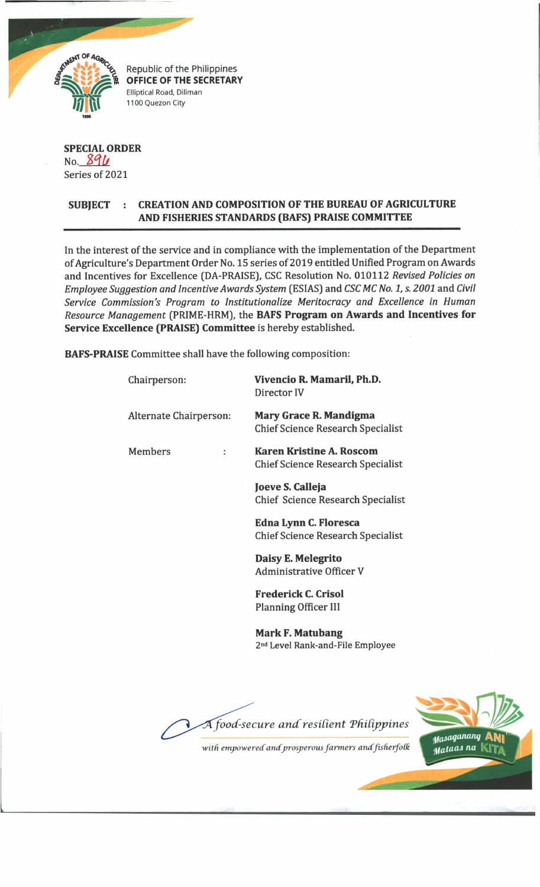Republic of the Philippines
**OFFICE OF THE SECRETARY**
Elliptical Road, Diliman
1100 Quezon City

**SPECIAL ORDER**
No. 896
Series of 2021

**SUBJECT : CREATION AND COMPOSITION OF THE BUREAU OF AGRICULTURE AND FISHERIES STANDARDS (BAFS) PRAISE COMMITTEE**

In the interest of the service and in compliance with the implementation of the Department of Agriculture's Department Order No. 15 series of 2019 entitled Unified Program on Awards and Incentives for Excellence (DA-PRAISE), CSC Resolution No. 010112 *Revised Policies on Employee Suggestion and Incentive Awards System* (ESIAS) and *CSC MC No. 1, s. 2001* and *Civil Service Commission's Program to Institutionalize Meritocracy and Excellence in Human Resource Management* (PRIME-HRM), the **BAFS Program on Awards and Incentives for Service Excellence (PRAISE) Committee** is hereby established.

**BAFS-PRAISE** Committee shall have the following composition:

| | |
|---|---|
| Chairperson: | **Vivencio R. Mamaril, Ph.D.**<br>Director IV |
| Alternate Chairperson: | **Mary Grace R. Mandigma**<br>Chief Science Research Specialist |
| Members : | **Karen Kristine A. Roscom**<br>Chief Science Research Specialist |
| | **Joeve S. Calleja**<br>Chief Science Research Specialist |
| | **Edna Lynn C. Floresca**<br>Chief Science Research Specialist |
| | **Daisy E. Melegrito**<br>Administrative Officer V |
| | **Frederick C. Crisol**<br>Planning Officer III |
| | **Mark F. Matubang**<br>2nd Level Rank-and-File Employee |

*A food-secure and resilient Philippines with empowered and prosperous farmers and fisherfolk*

Masaganang ANI Mataas na KITA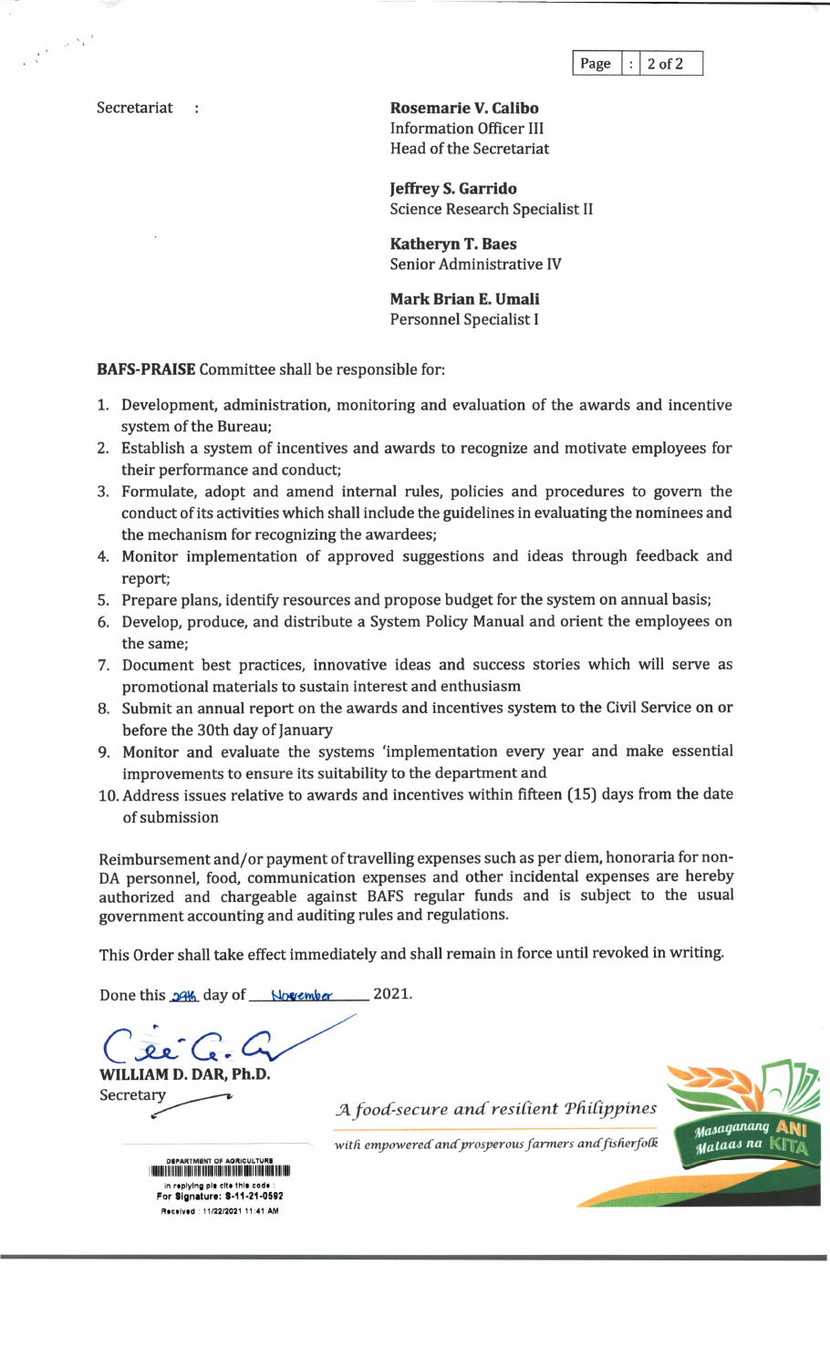Secretariat :

**Rosemarie V. Calibo**
Information Officer III
Head of the Secretariat

**Jeffrey S. Garrido**
Science Research Specialist II

**Katheryn T. Baes**
Senior Administrative IV

**Mark Brian E. Umali**
Personnel Specialist I

**BAFS-PRAISE** Committee shall be responsible for:

1. Development, administration, monitoring and evaluation of the awards and incentive system of the Bureau;
2. Establish a system of incentives and awards to recognize and motivate employees for their performance and conduct;
3. Formulate, adopt and amend internal rules, policies and procedures to govern the conduct of its activities which shall include the guidelines in evaluating the nominees and the mechanism for recognizing the awardees;
4. Monitor implementation of approved suggestions and ideas through feedback and report;
5. Prepare plans, identify resources and propose budget for the system on annual basis;
6. Develop, produce, and distribute a System Policy Manual and orient the employees on the same;
7. Document best practices, innovative ideas and success stories which will serve as promotional materials to sustain interest and enthusiasm
8. Submit an annual report on the awards and incentives system to the Civil Service on or before the 30th day of January
9. Monitor and evaluate the systems 'implementation every year and make essential improvements to ensure its suitability to the department and
10. Address issues relative to awards and incentives within fifteen (15) days from the date of submission

Reimbursement and/or payment of travelling expenses such as per diem, honoraria for non-DA personnel, food, communication expenses and other incidental expenses are hereby authorized and chargeable against BAFS regular funds and is subject to the usual government accounting and auditing rules and regulations.

This Order shall take effect immediately and shall remain in force until revoked in writing.

Done this 24th day of November 2021.

**WILLIAM D. DAR, Ph.D.**
Secretary

*A food-secure and resilient Philippines*
*with empowered and prosperous farmers and fisherfolk*

Masaganang ANI Mataas na KITA

DEPARTMENT OF AGRICULTURE
In replying pls cite this code :
For Signature: S-11-21-0592
Received : 11/22/2021 11:41 AM